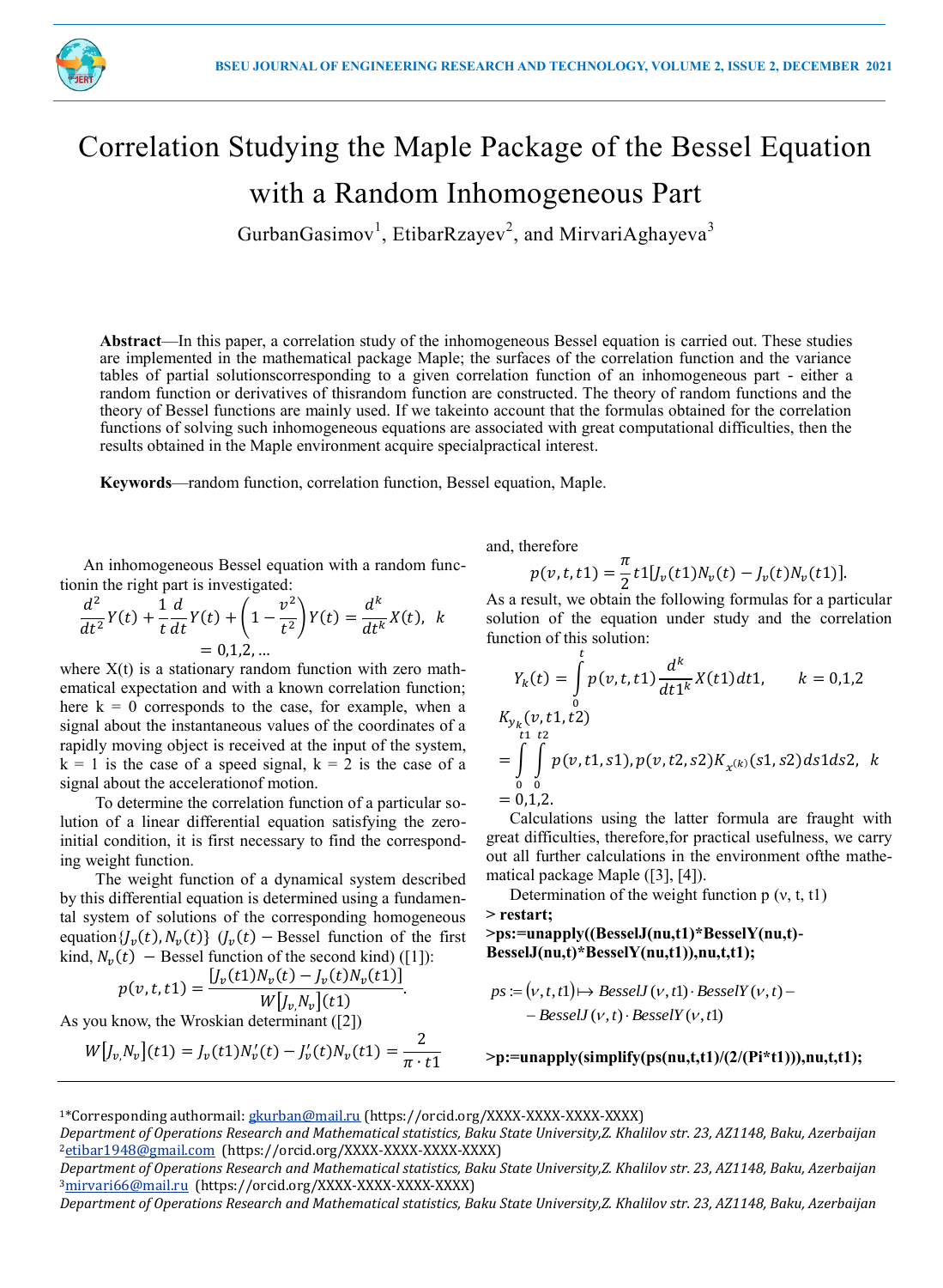# Correlation Studying the Maple Package of the Bessel Equation with a Random Inhomogeneous Part

GurbanGasimov[1], EtibarRzayev[2], and MirvariAghayeva[3]

**Abstract**—In this paper, a correlation study of the inhomogeneous Bessel equation is carried out. These studies are implemented in the mathematical package Maple; the surfaces of the correlation function and the variance tables of partial solutionscorresponding to a given correlation function of an inhomogeneous part - either a random function or derivatives of thisrandom function are constructed. The theory of random functions and the theory of Bessel functions are mainly used. If we takeinto account that the formulas obtained for the correlation functions of solving such inhomogeneous equations are associated with great computational difficulties, then the results obtained in the Maple environment acquire specialpractical interest.

**Keywords**—random function, correlation function, Bessel equation, Maple.

An inhomogeneous Bessel equation with a random functionin the right part is investigated:

$$\frac{d^2}{dt^2}Y(t)+\frac{1}{t}\frac{d}{dt}Y(t)+\left(1-\frac{v^2}{t^2}\right)Y(t)=\frac{d^k}{dt^k}X(t),\quad k=0,1,2,\ldots$$

where X(t) is a stationary random function with zero mathematical expectation and with a known correlation function; here k = 0 corresponds to the case, for example, when a signal about the instantaneous values of the coordinates of a rapidly moving object is received at the input of the system, k = 1 is the case of a speed signal, k = 2 is the case of a signal about the accelerationof motion.

To determine the correlation function of a particular solution of a linear differential equation satisfying the zero-initial condition, it is first necessary to find the corresponding weight function.

The weight function of a dynamical system described by this differential equation is determined using a fundamental system of solutions of the corresponding homogeneous equation $\{J_v(t), N_v(t)\}$ ($J_v(t)$ – Bessel function of the first kind, $N_v(t)$ – Bessel function of the second kind) ([1]):

$$p(v,t,t1)=\frac{[J_v(t1)N_v(t)-J_v(t)N_v(t1)]}{W[J_v,N_v](t1)}.$$

As you know, the Wroskian determinant ([2])

$$W[J_v,N_v](t1)=J_v(t1)N_v'(t)-J_v'(t)N_v(t1)=\frac{2}{\pi\cdot t1}$$

and, therefore

$$p(v,t,t1)=\frac{\pi}{2}t1[J_v(t1)N_v(t)-J_v(t)N_v(t1)].$$

As a result, we obtain the following formulas for a particular solution of the equation under study and the correlation function of this solution:

$$Y_k(t)=\int_0^t p(v,t,t1)\frac{d^k}{dt1^k}X(t1)dt1,\qquad k=0,1,2$$

$$K_{y_k}(v,t1,t2)=\int_0^{t1}\int_0^{t2} p(v,t1,s1),p(v,t2,s2)K_{x^{(k)}}(s1,s2)ds1ds2,\quad k=0,1,2.$$

Calculations using the latter formula are fraught with great difficulties, therefore,for practical usefulness, we carry out all further calculations in the environment ofthe mathematical package Maple ([3], [4]).

Determination of the weight function p (ν, t, t1)

```
> restart;
>ps:=unapply((BesselJ(nu,t1)*BesselY(nu,t)-BesselJ(nu,t)*BesselY(nu,t1)),nu,t,t1);
```

$$ps:=(\nu,t,t1)\mapsto BesselJ(\nu,t1)\cdot BesselY(\nu,t)-BesselJ(\nu,t)\cdot BesselY(\nu,t1)$$

```
>p:=unapply(simplify(ps(nu,t,t1)/(2/(Pi*t1))),nu,t,t1);
```

[1]*Corresponding authormail: gkurban@mail.ru (https://orcid.org/XXXX-XXXX-XXXX-XXXX)
*Department of Operations Research and Mathematical statistics, Baku State University,Z. Khalilov str. 23, AZ1148, Baku, Azerbaijan*
[2]etibar1948@gmail.com (https://orcid.org/XXXX-XXXX-XXXX-XXXX)
*Department of Operations Research and Mathematical statistics, Baku State University,Z. Khalilov str. 23, AZ1148, Baku, Azerbaijan*
[3]mirvari66@mail.ru (https://orcid.org/XXXX-XXXX-XXXX-XXXX)
*Department of Operations Research and Mathematical statistics, Baku State University,Z. Khalilov str. 23, AZ1148, Baku, Azerbaijan*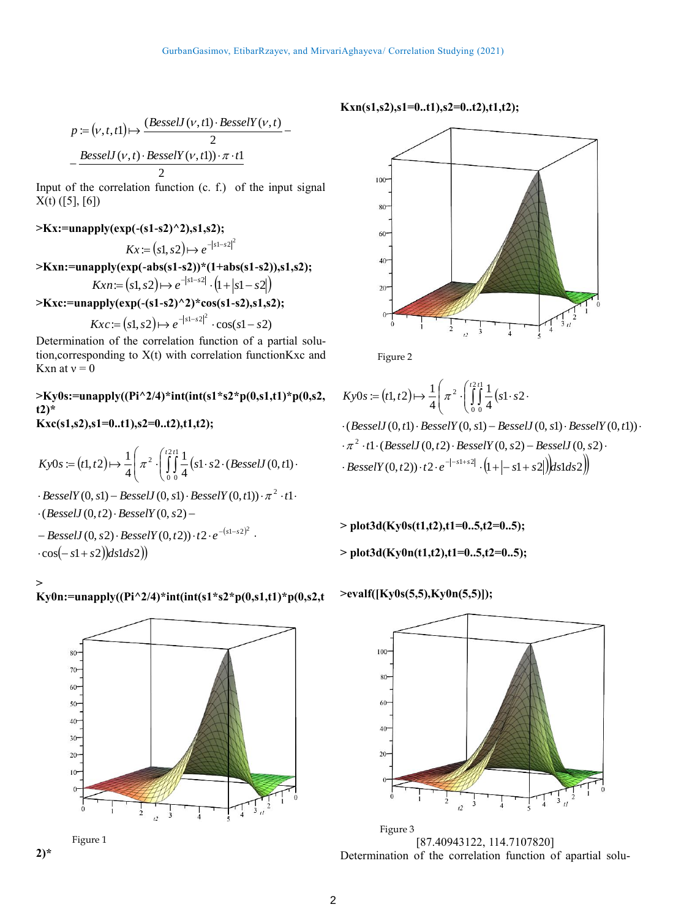$$p := (\nu, t, t1) \mapsto \frac{(BesselJ(\nu, t1) \cdot BesselY(\nu, t)}{2} - \frac{BesselJ(\nu, t) \cdot BesselY(\nu, t1)) \cdot \pi \cdot t1}{2}$$

Input of the correlation function (c. f.) of the input signal X(t) ([5], [6])

**>Kx:=unapply(exp(-(s1-s2)^2),s1,s2);**

$$Kx := (s1, s2) \mapsto e^{-|s1-s2|^2}$$

**>Kxn:=unapply(exp(-abs(s1-s2))*(1+abs(s1-s2)),s1,s2);**

$$Kxn := (s1, s2) \mapsto e^{-|s1-s2|} \cdot (1 + |s1 - s2|)$$

**>Kxc:=unapply(exp(-(s1-s2)^2)*cos(s1-s2),s1,s2);**

$$Kxc := (s1, s2) \mapsto e^{-|s1-s2|^2} \cdot \cos(s1 - s2)$$

Determination of the correlation function of a partial solution,corresponding to X(t) with correlation functionKxc and Kxn at ν = 0

**>Ky0s:=unapply((Pi^2/4)*int(int(s1*s2*p(0,s1,t1)*p(0,s2, t2)*
Kxc(s1,s2),s1=0..t1),s2=0..t2),t1,t2);**

$$Ky0s := (t1, t2) \mapsto \frac{1}{4}\left(\pi^2 \cdot \left(\int_0^{t2}\int_0^{t1} \frac{1}{4}(s1 \cdot s2 \cdot (BesselJ(0, t1) \cdot BesselY(0, s1) - BesselJ(0, s1) \cdot BesselY(0, t1)) \cdot \pi^2 \cdot t1 \cdot (BesselJ(0, t2) \cdot BesselY(0, s2) - BesselJ(0, s2) \cdot BesselY(0, t2)) \cdot t2 \cdot e^{-(s1-s2)^2} \cdot \cos(-s1 + s2)) ds1 ds2\right)\right)$$

**>
Ky0n:=unapply((Pi^2/4)*int(int(s1*s2*p(0,s1,t1)*p(0,s2,t2)*
Kxn(s1,s2),s1=0..t1),s2=0..t2),t1,t2);**

Figure 1

Figure 2

$$Ky0s := (t1, t2) \mapsto \frac{1}{4}\left(\pi^2 \cdot \left(\int_0^{t2}\int_0^{t1} \frac{1}{4}(s1 \cdot s2 \cdot (BesselJ(0, t1) \cdot BesselY(0, s1) - BesselJ(0, s1) \cdot BesselY(0, t1)) \cdot \pi^2 \cdot t1 \cdot (BesselJ(0, t2) \cdot BesselY(0, s2) - BesselJ(0, s2) \cdot BesselY(0, t2)) \cdot t2 \cdot e^{-|-s1+s2|} \cdot (1 + |-s1 + s2|)) ds1 ds2\right)\right)$$

**> plot3d(Ky0s(t1,t2),t1=0..5,t2=0..5);**

**> plot3d(Ky0n(t1,t2),t1=0..5,t2=0..5);**

**>evalf([Ky0s(5,5),Ky0n(5,5)]);**

Figure 3

[87.40943122, 114.7107820]

Determination of the correlation function of apartial solu-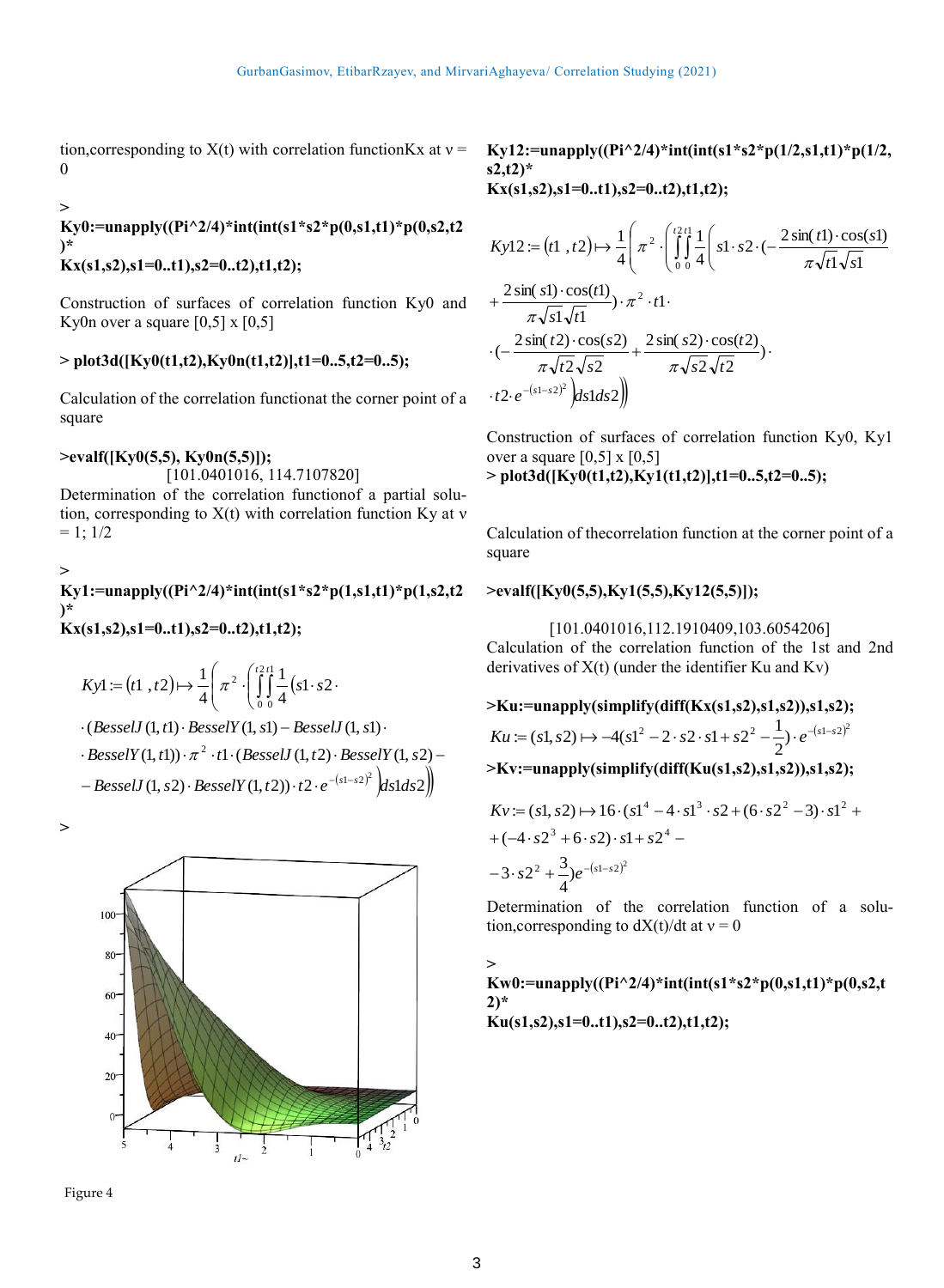tion, corresponding to X(t) with correlation function Kx at ν = 0

```
>
Ky0:=unapply((Pi^2/4)*int(int(s1*s2*p(0,s1,t1)*p(0,s2,t2)*
Kx(s1,s2),s1=0..t1),s2=0..t2),t1,t2);
```

Construction of surfaces of correlation function Ky0 and Ky0n over a square [0,5] x [0,5]

```
> plot3d([Ky0(t1,t2),Ky0n(t1,t2)],t1=0..5,t2=0..5);
```

Calculation of the correlation functionat the corner point of a square

```
>evalf([Ky0(5,5), Ky0n(5,5)]);
```

[101.0401016, 114.7107820]

Determination of the correlation functionof a partial solution, corresponding to X(t) with correlation function Ky at ν = 1; 1/2

```
>
Ky1:=unapply((Pi^2/4)*int(int(s1*s2*p(1,s1,t1)*p(1,s2,t2)*
Kx(s1,s2),s1=0..t1),s2=0..t2),t1,t2);
```

$$Ky1 := (t1, t2) \mapsto \frac{1}{4}\left(\pi^2 \cdot \left(\int_0^{t2}\int_0^{t1} \frac{1}{4}(s1 \cdot s2 \cdot (BesselJ(1,t1) \cdot BesselY(1,s1) - BesselJ(1,s1) \cdot BesselY(1,t1)) \cdot \pi^2 \cdot t1 \cdot (BesselJ(1,t2) \cdot BesselY(1,s2) - BesselJ(1,s2) \cdot BesselY(1,t2)) \cdot t2 \cdot e^{-(s1-s2)^2}\right) ds1 ds2\right)\right)$$

```
>
```

Figure 4

```
Ky12:=unapply((Pi^2/4)*int(int(s1*s2*p(1/2,s1,t1)*p(1/2,s2,t2)*
Kx(s1,s2),s1=0..t1),s2=0..t2),t1,t2);
```

$$Ky12 := (t1, t2) \mapsto \frac{1}{4}\left(\pi^2 \cdot \left(\int_0^{t2}\int_0^{t1} \frac{1}{4}\left(s1 \cdot s2 \cdot \left(-\frac{2\sin(t1)\cdot\cos(s1)}{\pi\sqrt{t1}\sqrt{s1}} + \frac{2\sin(s1)\cdot\cos(t1)}{\pi\sqrt{s1}\sqrt{t1}}\right) \cdot \pi^2 \cdot t1 \cdot \left(-\frac{2\sin(t2)\cdot\cos(s2)}{\pi\sqrt{t2}\sqrt{s2}} + \frac{2\sin(s2)\cdot\cos(t2)}{\pi\sqrt{s2}\sqrt{t2}}\right) \cdot t2 \cdot e^{-(s1-s2)^2}\right) ds1 ds2\right)\right)$$

Construction of surfaces of correlation function Ky0, Ky1 over a square [0,5] x [0,5]

```
> plot3d([Ky0(t1,t2),Ky1(t1,t2)],t1=0..5,t2=0..5);
```

Calculation of thecorrelation function at the corner point of a square

```
>evalf([Ky0(5,5),Ky1(5,5),Ky12(5,5)]);
```

[101.0401016,112.1910409,103.6054206]

Calculation of the correlation function of the 1st and 2nd derivatives of X(t) (under the identifier Ku and Kv)

```
>Ku:=unapply(simplify(diff(Kx(s1,s2),s1,s2)),s1,s2);
```

$$Ku := (s1, s2) \mapsto -4\left(s1^2 - 2 \cdot s2 \cdot s1 + s2^2 - \frac{1}{2}\right) \cdot e^{-(s1-s2)^2}$$

```
>Kv:=unapply(simplify(diff(Ku(s1,s2),s1,s2)),s1,s2);
```

$$Kv := (s1, s2) \mapsto 16 \cdot \left(s1^4 - 4 \cdot s1^3 \cdot s2 + (6 \cdot s2^2 - 3) \cdot s1^2 + (-4 \cdot s2^3 + 6 \cdot s2) \cdot s1 + s2^4 - 3 \cdot s2^2 + \frac{3}{4}\right) e^{-(s1-s2)^2}$$

Determination of the correlation function of a solution, corresponding to dX(t)/dt at ν = 0

```
>
Kw0:=unapply((Pi^2/4)*int(int(s1*s2*p(0,s1,t1)*p(0,s2,t2)*
Ku(s1,s2),s1=0..t1),s2=0..t2),t1,t2);
```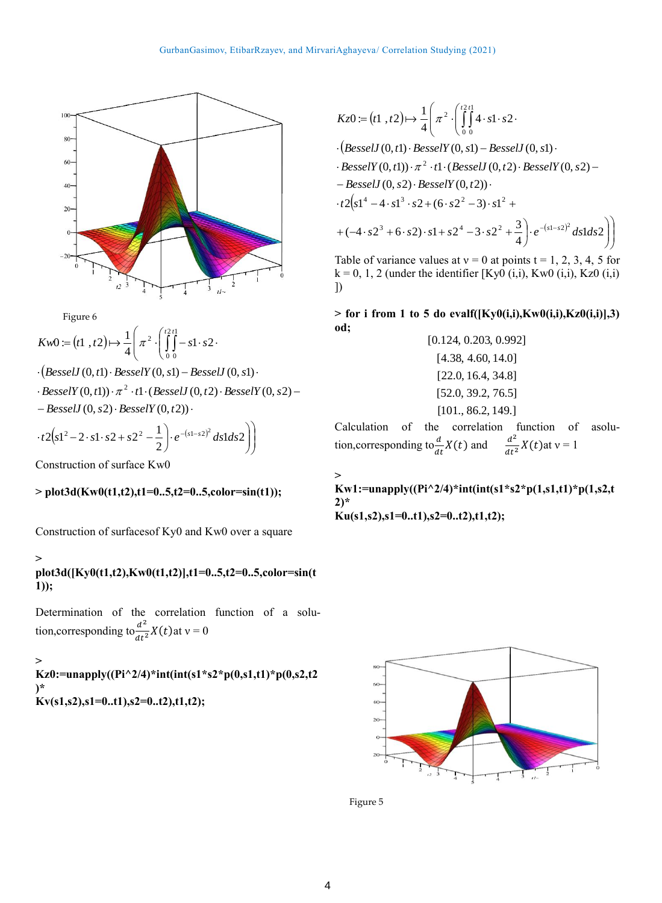Figure 6

$$Kw0 := (t1\ ,t2) \mapsto \frac{1}{4}\left(\pi^2 \cdot \left(\int_0^{t2}\int_0^{t1} -s1 \cdot s2 \cdot (BesselJ(0,t1)\cdot BesselY(0,s1) - BesselJ(0,s1)\cdot BesselY(0,t1))\cdot \pi^2 \cdot t1 \cdot (BesselJ(0,t2)\cdot BesselY(0,s2) - BesselJ(0,s2)\cdot BesselY(0,t2))\cdot t2\left(s1^2 - 2\cdot s1\cdot s2 + s2^2 - \frac{1}{2}\right)\cdot e^{-(s1-s2)^2}\, ds1 ds2\right)\right)$$

Construction of surface Kw0

```
> plot3d(Kw0(t1,t2),t1=0..5,t2=0..5,color=sin(t1));
```

Construction of surfacesof Ky0 and Kw0 over a square

```
> 
plot3d([Ky0(t1,t2),Kw0(t1,t2)],t1=0..5,t2=0..5,color=sin(t1));
```

Determination of the correlation function of a solution,corresponding to $\frac{d^2}{dt^2}X(t)$ at ν = 0

```
> 
Kz0:=unapply((Pi^2/4)*int(int(s1*s2*p(0,s1,t1)*p(0,s2,t2)*
Kv(s1,s2),s1=0..t1),s2=0..t2),t1,t2);
```

$$Kz0 := (t1\ ,t2) \mapsto \frac{1}{4}\left(\pi^2 \cdot \left(\int_0^{t2}\int_0^{t1} 4\cdot s1 \cdot s2 \cdot (BesselJ(0,t1)\cdot BesselY(0,s1) - BesselJ(0,s1)\cdot BesselY(0,t1))\cdot \pi^2 \cdot t1 \cdot (BesselJ(0,t2)\cdot BesselY(0,s2) - BesselJ(0,s2)\cdot BesselY(0,t2))\cdot t2\left(s1^4 - 4\cdot s1^3\cdot s2 + (6\cdot s2^2 - 3)\cdot s1^2 + (-4\cdot s2^3 + 6\cdot s2)\cdot s1 + s2^4 - 3\cdot s2^2 + \frac{3}{4}\right)\cdot e^{-(s1-s2)^2}\, ds1 ds2\right)\right)$$

Table of variance values at ν = 0 at points t = 1, 2, 3, 4, 5 for k = 0, 1, 2 (under the identifier [Ky0 (i,i), Kw0 (i,i), Kz0 (i,i) ])

```
> for i from 1 to 5 do evalf([Ky0(i,i),Kw0(i,i),Kz0(i,i)],3) od;
```

[0.124, 0.203, 0.992]
[4.38, 4.60, 14.0]
[22.0, 16.4, 34.8]
[52.0, 39.2, 76.5]
[101., 86.2, 149.]

Calculation of the correlation function of asolution,corresponding to $\frac{d}{dt}X(t)$ and $\frac{d^2}{dt^2}X(t)$ at ν = 1

```
> 
Kw1:=unapply((Pi^2/4)*int(int(s1*s2*p(1,s1,t1)*p(1,s2,t2)*
Ku(s1,s2),s1=0..t1),s2=0..t2),t1,t2);
```

Figure 5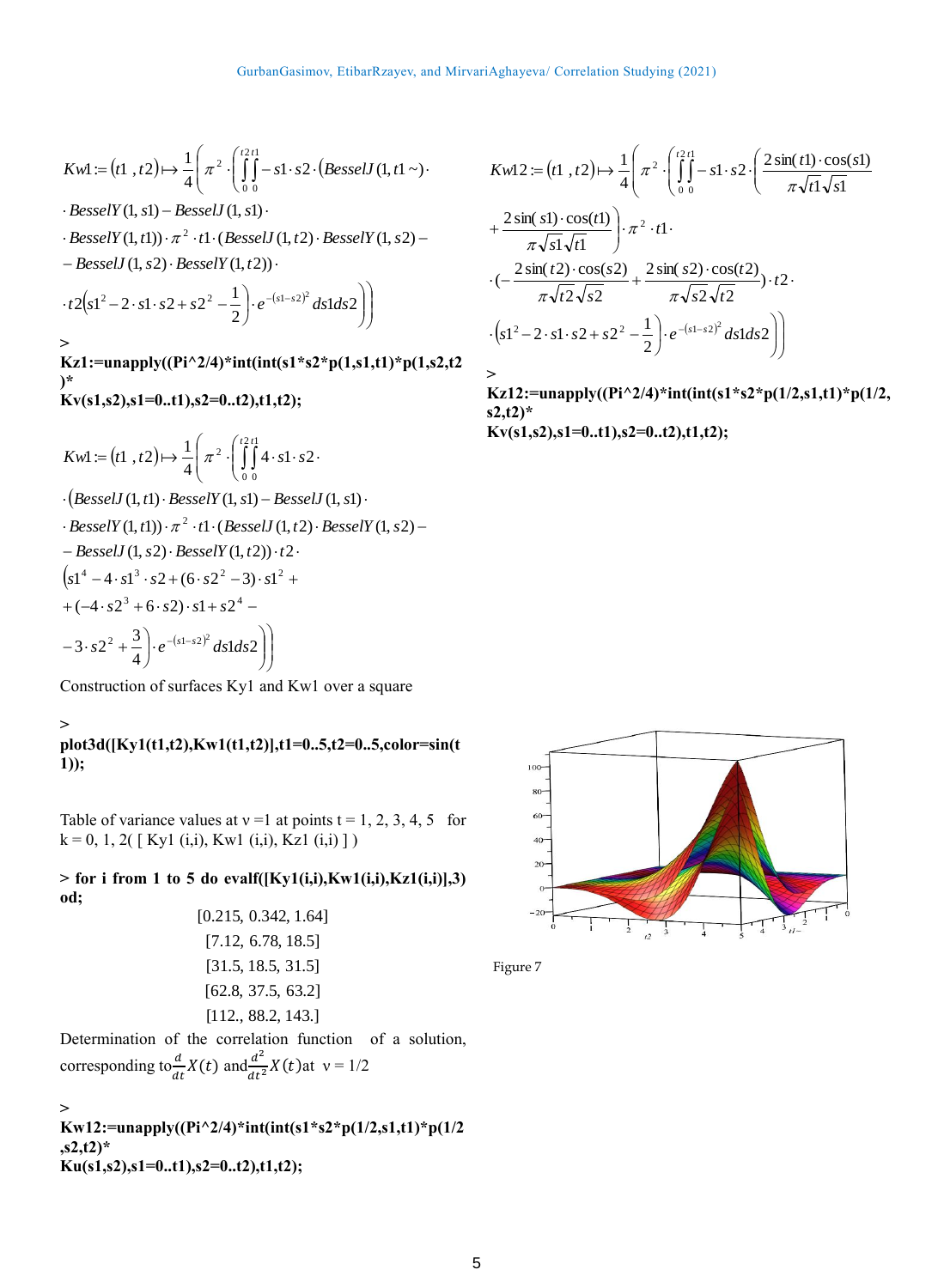$$Kw1 := (t1, t2) \mapsto \frac{1}{4}\left(\pi^2 \cdot \left(\int_0^{t2}\int_0^{t1} - s1 \cdot s2 \cdot (BesselJ(1, t1\sim) \cdot BesselY(1, s1) - BesselJ(1, s1) \cdot BesselY(1, t1)) \cdot \pi^2 \cdot t1 \cdot (BesselJ(1, t2) \cdot BesselY(1, s2) - BesselJ(1, s2) \cdot BesselY(1, t2)) \cdot t2\left(s1^2 - 2 \cdot s1 \cdot s2 + s2^2 - \frac{1}{2}\right) \cdot e^{-(s1-s2)^2} \, ds1 ds2\right)\right)$$

```
>
Kz1:=unapply((Pi^2/4)*int(int(s1*s2*p(1,s1,t1)*p(1,s2,t2)*
Kv(s1,s2),s1=0..t1),s2=0..t2),t1,t2);
```

$$Kw1 := (t1, t2) \mapsto \frac{1}{4}\left(\pi^2 \cdot \left(\int_0^{t2}\int_0^{t1} 4 \cdot s1 \cdot s2 \cdot (BesselJ(1, t1) \cdot BesselY(1, s1) - BesselJ(1, s1) \cdot BesselY(1, t1)) \cdot \pi^2 \cdot t1 \cdot (BesselJ(1, t2) \cdot BesselY(1, s2) - BesselJ(1, s2) \cdot BesselY(1, t2)) \cdot t2 \cdot \left(s1^4 - 4 \cdot s1^3 \cdot s2 + (6 \cdot s2^2 - 3) \cdot s1^2 + (-4 \cdot s2^3 + 6 \cdot s2) \cdot s1 + s2^4 - 3 \cdot s2^2 + \frac{3}{4}\right) \cdot e^{-(s1-s2)^2} \, ds1 ds2\right)\right)$$

Construction of surfaces Ky1 and Kw1 over a square

```
>
plot3d([Ky1(t1,t2),Kw1(t1,t2)],t1=0..5,t2=0..5,color=sin(t1));
```

Table of variance values at ν =1 at points t = 1, 2, 3, 4, 5 for k = 0, 1, 2( [ Ky1 (i,i), Kw1 (i,i), Kz1 (i,i) ] )

```
> for i from 1 to 5 do evalf([Ky1(i,i),Kw1(i,i),Kz1(i,i)],3) od;
```

[0.215, 0.342, 1.64]
[7.12, 6.78, 18.5]
[31.5, 18.5, 31.5]
[62.8, 37.5, 63.2]
[112., 88.2, 143.]

Determination of the correlation function of a solution, corresponding to $\frac{d}{dt}X(t)$ and $\frac{d^2}{dt^2}X(t)$ at ν = 1/2

```
>
Kw12:=unapply((Pi^2/4)*int(int(s1*s2*p(1/2,s1,t1)*p(1/2,s2,t2)*
Ku(s1,s2),s1=0..t1),s2=0..t2),t1,t2);
```

$$Kw12 := (t1, t2) \mapsto \frac{1}{4}\left(\pi^2 \cdot \left(\int_0^{t2}\int_0^{t1} - s1 \cdot s2 \cdot \left(\frac{2\sin(t1) \cdot \cos(s1)}{\pi\sqrt{t1}\sqrt{s1}} + \frac{2\sin(s1) \cdot \cos(t1)}{\pi\sqrt{s1}\sqrt{t1}}\right) \cdot \pi^2 \cdot t1 \cdot \left(-\frac{2\sin(t2) \cdot \cos(s2)}{\pi\sqrt{t2}\sqrt{s2}} + \frac{2\sin(s2) \cdot \cos(t2)}{\pi\sqrt{s2}\sqrt{t2}}\right) \cdot t2 \cdot \left(s1^2 - 2 \cdot s1 \cdot s2 + s2^2 - \frac{1}{2}\right) \cdot e^{-(s1-s2)^2} \, ds1 ds2\right)\right)$$

```
>
Kz12:=unapply((Pi^2/4)*int(int(s1*s2*p(1/2,s1,t1)*p(1/2,s2,t2)*
Kv(s1,s2),s1=0..t1),s2=0..t2),t1,t2);
```

Figure 7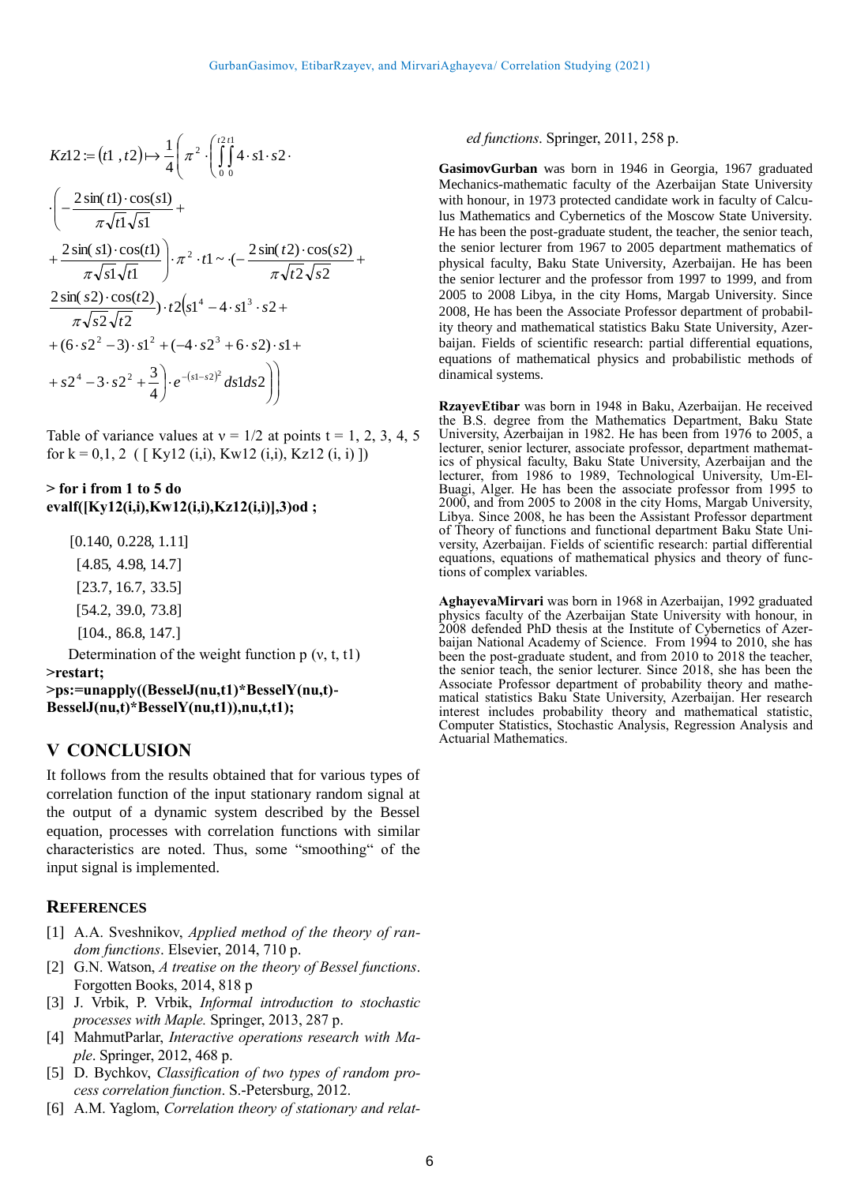$$Kz12 := (t1\ ,t2) \mapsto \frac{1}{4}\left( \pi^2 \cdot \left( \int_0^{t2}\int_0^{t1} 4\cdot s1\cdot s2 \cdot \right.\right.$$

$$\cdot\left( -\frac{2\sin(t1)\cdot\cos(s1)}{\pi\sqrt{t1}\sqrt{s1}} + \right.$$

$$\left. + \frac{2\sin(s1)\cdot\cos(t1)}{\pi\sqrt{s1}\sqrt{t1}} \right)\cdot \pi^2 \cdot t1 \sim \cdot\left(-\frac{2\sin(t2)\cdot\cos(s2)}{\pi\sqrt{t2}\sqrt{s2}} + \right.$$

$$\left.\frac{2\sin(s2)\cdot\cos(t2)}{\pi\sqrt{s2}\sqrt{t2}}\right)\cdot t2\left(s1^4 - 4\cdot s1^3\cdot s2 + \right.$$

$$+ (6\cdot s2^2 - 3)\cdot s1^2 + (-4\cdot s2^3 + 6\cdot s2)\cdot s1 +$$

$$\left.\left.\left. + s2^4 - 3\cdot s2^2 + \frac{3}{4}\right)\cdot e^{-(s1-s2)^2}\, ds1 ds2 \right)\right)$$

Table of variance values at ν = 1/2 at points t = 1, 2, 3, 4, 5 for k = 0,1, 2 ( [ Ky12 (i,i), Kw12 (i,i), Kz12 (i, i) ])

```
> for i from 1 to 5 do
evalf([Ky12(i,i),Kw12(i,i),Kz12(i,i)],3)od ;
```

[0.140, 0.228, 1.11]

[4.85, 4.98, 14.7]

[23.7, 16.7, 33.5]

[54.2, 39.0, 73.8]

[104., 86.8, 147.]

Determination of the weight function p (ν, t, t1)

```
>restart;
>ps:=unapply((BesselJ(nu,t1)*BesselY(nu,t)-BesselJ(nu,t)*BesselY(nu,t1)),nu,t,t1);
```

## V CONCLUSION

It follows from the results obtained that for various types of correlation function of the input stationary random signal at the output of a dynamic system described by the Bessel equation, processes with correlation functions with similar characteristics are noted. Thus, some "smoothing" of the input signal is implemented.

## REFERENCES

[1] A.A. Sveshnikov, *Applied method of the theory of random functions*. Elsevier, 2014, 710 p.

[2] G.N. Watson, *A treatise on the theory of Bessel functions*. Forgotten Books, 2014, 818 p

[3] J. Vrbik, P. Vrbik, *Informal introduction to stochastic processes with Maple.* Springer, 2013, 287 p.

[4] MahmutParlar, *Interactive operations research with Maple*. Springer, 2012, 468 p.

[5] D. Bychkov, *Classification of two types of random process correlation function*. S.-Petersburg, 2012.

[6] A.M. Yaglom, *Correlation theory of stationary and related functions*. Springer, 2011, 258 p.

**GasimovGurban** was born in 1946 in Georgia, 1967 graduated Mechanics-mathematic faculty of the Azerbaijan State University with honour, in 1973 protected candidate work in faculty of Calculus Mathematics and Cybernetics of the Moscow State University. He has been the post-graduate student, the teacher, the senior teacher, the senior lecturer from 1967 to 2005 department mathematics of physical faculty, Baku State University, Azerbaijan. He has been the senior lecturer and the professor from 1997 to 1999, and from 2005 to 2008 Libya, in the city Homs, Margab University. Since 2008, He has been the Associate Professor department of probability theory and mathematical statistics Baku State University, Azerbaijan. Fields of scientific research: partial differential equations, equations of mathematical physics and probabilistic methods of dinamical systems.

**RzayevEtibar** was born in 1948 in Baku, Azerbaijan. He received the B.S. degree from the Mathematics Department, Baku State University, Azerbaijan in 1982. He has been from 1976 to 2005, a lecturer, senior lecturer, associate professor, department mathematics of physical faculty, Baku State University, Azerbaijan and the lecturer, from 1986 to 1989, Technological University, Um-El-Buagi, Alger. He has been the associate professor from 1995 to 2000, and from 2005 to 2008 in the city Homs, Margab University, Libya. Since 2008, he has been the Assistant Professor department of Theory of functions and functional department Baku State University, Azerbaijan. Fields of scientific research: partial differential equations, equations of mathematical physics and theory of functions of complex variables.

**AghayevaMirvari** was born in 1968 in Azerbaijan, 1992 graduated physics faculty of the Azerbaijan State University with honour, in 2008 defended PhD thesis at the Institute of Cybernetics of Azerbaijan National Academy of Science. From 1994 to 2010, she has been the post-graduate student, and from 2010 to 2018 the teacher, the senior teach, the senior lecturer. Since 2018, she has been the Associate Professor department of probability theory and mathematical statistics Baku State University, Azerbaijan. Her research interest includes probability theory and mathematical statistic, Computer Statistics, Stochastic Analysis, Regression Analysis and Actuarial Mathematics.